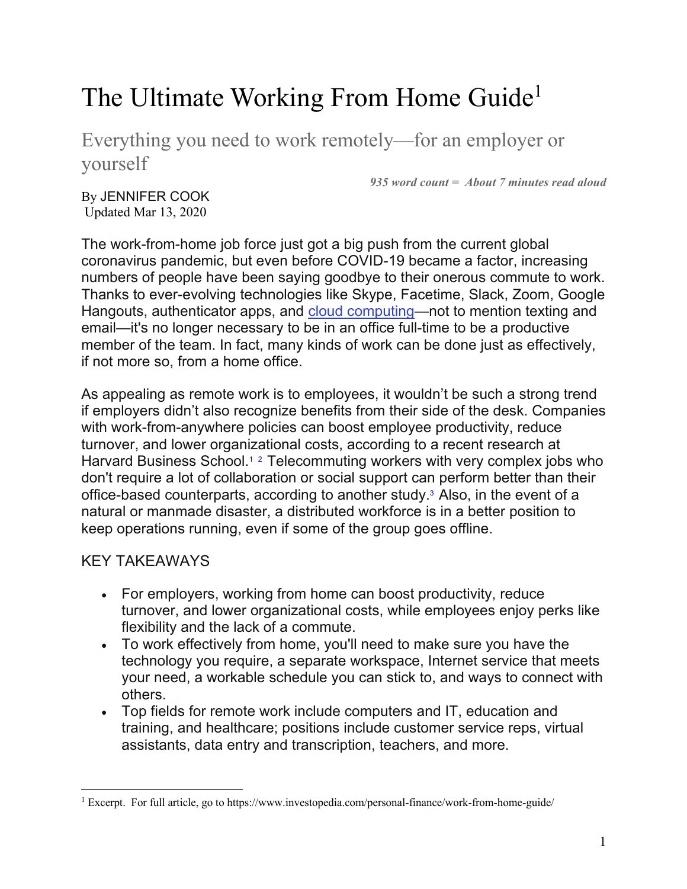# The Ultimate Working From Home Guide[1]

## Everything you need to work remotely—for an employer or yourself

***935 word count = About 7 minutes read aloud***

By JENNIFER COOK
Updated Mar 13, 2020

The work-from-home job force just got a big push from the current global coronavirus pandemic, but even before COVID-19 became a factor, increasing numbers of people have been saying goodbye to their onerous commute to work. Thanks to ever-evolving technologies like Skype, Facetime, Slack, Zoom, Google Hangouts, authenticator apps, and cloud computing—not to mention texting and email—it's no longer necessary to be in an office full-time to be a productive member of the team. In fact, many kinds of work can be done just as effectively, if not more so, from a home office.

As appealing as remote work is to employees, it wouldn't be such a strong trend if employers didn't also recognize benefits from their side of the desk. Companies with work-from-anywhere policies can boost employee productivity, reduce turnover, and lower organizational costs, according to a recent research at Harvard Business School.[1] [2] Telecommuting workers with very complex jobs who don't require a lot of collaboration or social support can perform better than their office-based counterparts, according to another study.[3] Also, in the event of a natural or manmade disaster, a distributed workforce is in a better position to keep operations running, even if some of the group goes offline.

### KEY TAKEAWAYS

- For employers, working from home can boost productivity, reduce turnover, and lower organizational costs, while employees enjoy perks like flexibility and the lack of a commute.
- To work effectively from home, you'll need to make sure you have the technology you require, a separate workspace, Internet service that meets your need, a workable schedule you can stick to, and ways to connect with others.
- Top fields for remote work include computers and IT, education and training, and healthcare; positions include customer service reps, virtual assistants, data entry and transcription, teachers, and more.

---

[1] Excerpt. For full article, go to https://www.investopedia.com/personal-finance/work-from-home-guide/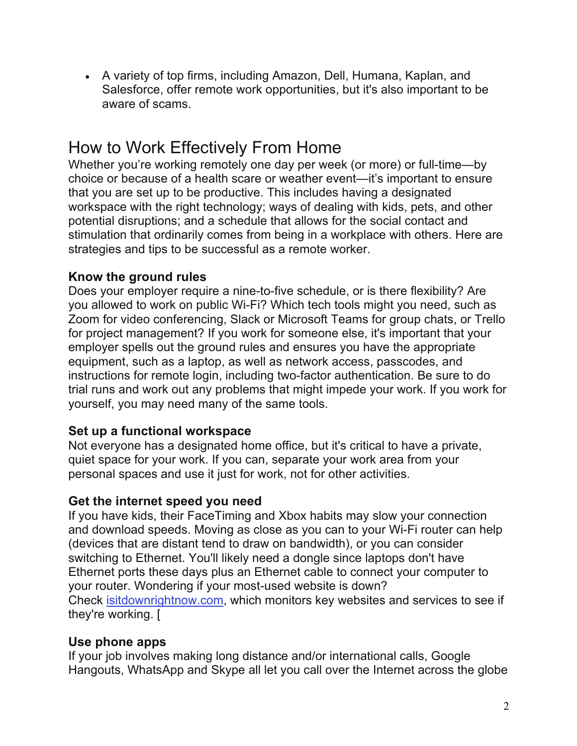- A variety of top firms, including Amazon, Dell, Humana, Kaplan, and Salesforce, offer remote work opportunities, but it's also important to be aware of scams.

## How to Work Effectively From Home

Whether you're working remotely one day per week (or more) or full-time—by choice or because of a health scare or weather event—it's important to ensure that you are set up to be productive. This includes having a designated workspace with the right technology; ways of dealing with kids, pets, and other potential disruptions; and a schedule that allows for the social contact and stimulation that ordinarily comes from being in a workplace with others. Here are strategies and tips to be successful as a remote worker.

**Know the ground rules**

Does your employer require a nine-to-five schedule, or is there flexibility? Are you allowed to work on public Wi-Fi? Which tech tools might you need, such as Zoom for video conferencing, Slack or Microsoft Teams for group chats, or Trello for project management? If you work for someone else, it's important that your employer spells out the ground rules and ensures you have the appropriate equipment, such as a laptop, as well as network access, passcodes, and instructions for remote login, including two-factor authentication. Be sure to do trial runs and work out any problems that might impede your work. If you work for yourself, you may need many of the same tools.

**Set up a functional workspace**

Not everyone has a designated home office, but it's critical to have a private, quiet space for your work. If you can, separate your work area from your personal spaces and use it just for work, not for other activities.

**Get the internet speed you need**

If you have kids, their FaceTiming and Xbox habits may slow your connection and download speeds. Moving as close as you can to your Wi-Fi router can help (devices that are distant tend to draw on bandwidth), or you can consider switching to Ethernet. You'll likely need a dongle since laptops don't have Ethernet ports these days plus an Ethernet cable to connect your computer to your router. Wondering if your most-used website is down? Check [isitdownrightnow.com](isitdownrightnow.com), which monitors key websites and services to see if they're working. [

**Use phone apps**

If your job involves making long distance and/or international calls, Google Hangouts, WhatsApp and Skype all let you call over the Internet across the globe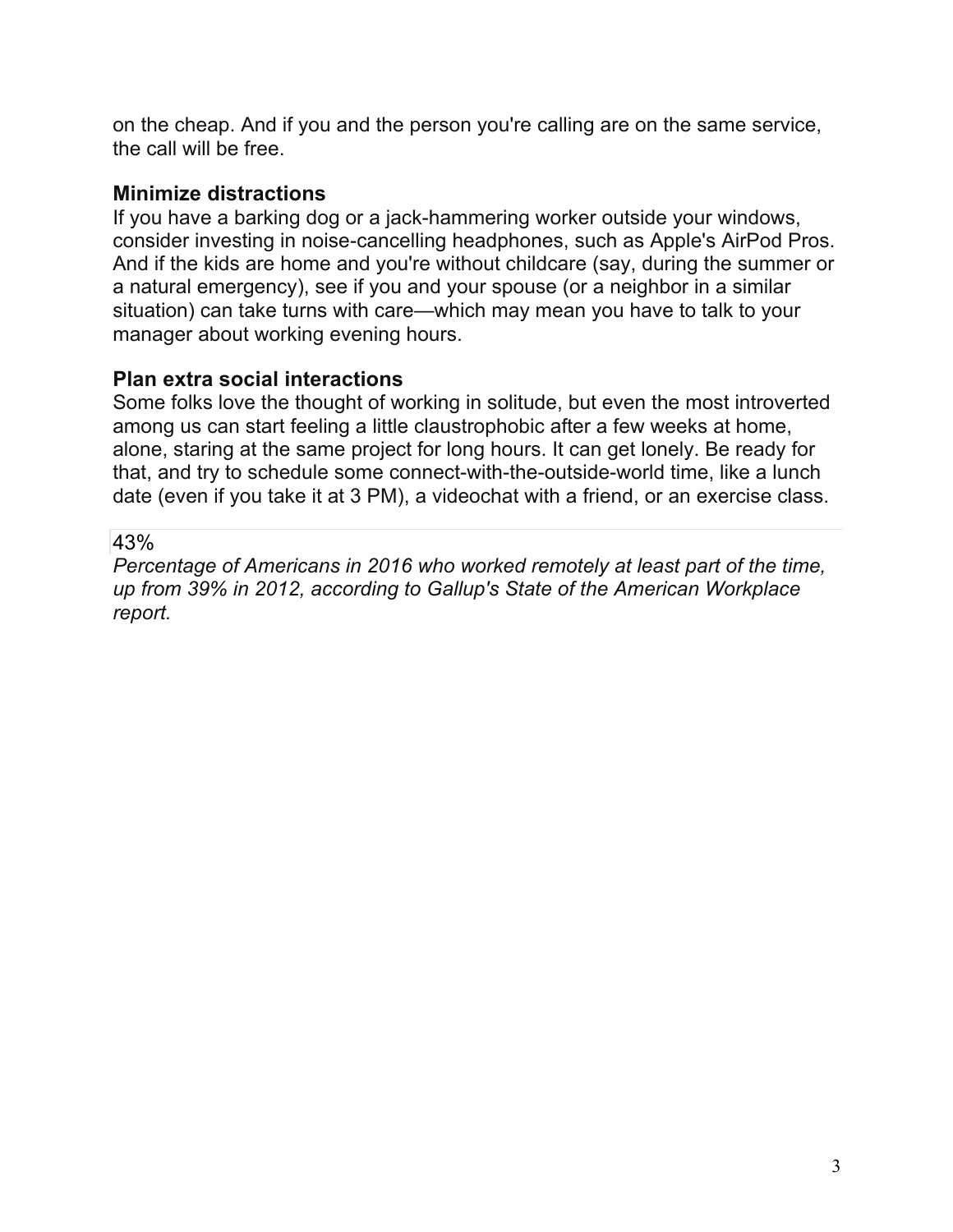on the cheap. And if you and the person you're calling are on the same service, the call will be free.

### Minimize distractions

If you have a barking dog or a jack-hammering worker outside your windows, consider investing in noise-cancelling headphones, such as Apple's AirPod Pros. And if the kids are home and you're without childcare (say, during the summer or a natural emergency), see if you and your spouse (or a neighbor in a similar situation) can take turns with care—which may mean you have to talk to your manager about working evening hours.

### Plan extra social interactions

Some folks love the thought of working in solitude, but even the most introverted among us can start feeling a little claustrophobic after a few weeks at home, alone, staring at the same project for long hours. It can get lonely. Be ready for that, and try to schedule some connect-with-the-outside-world time, like a lunch date (even if you take it at 3 PM), a videochat with a friend, or an exercise class.

---

43%

*Percentage of Americans in 2016 who worked remotely at least part of the time, up from 39% in 2012, according to Gallup's State of the American Workplace report.*